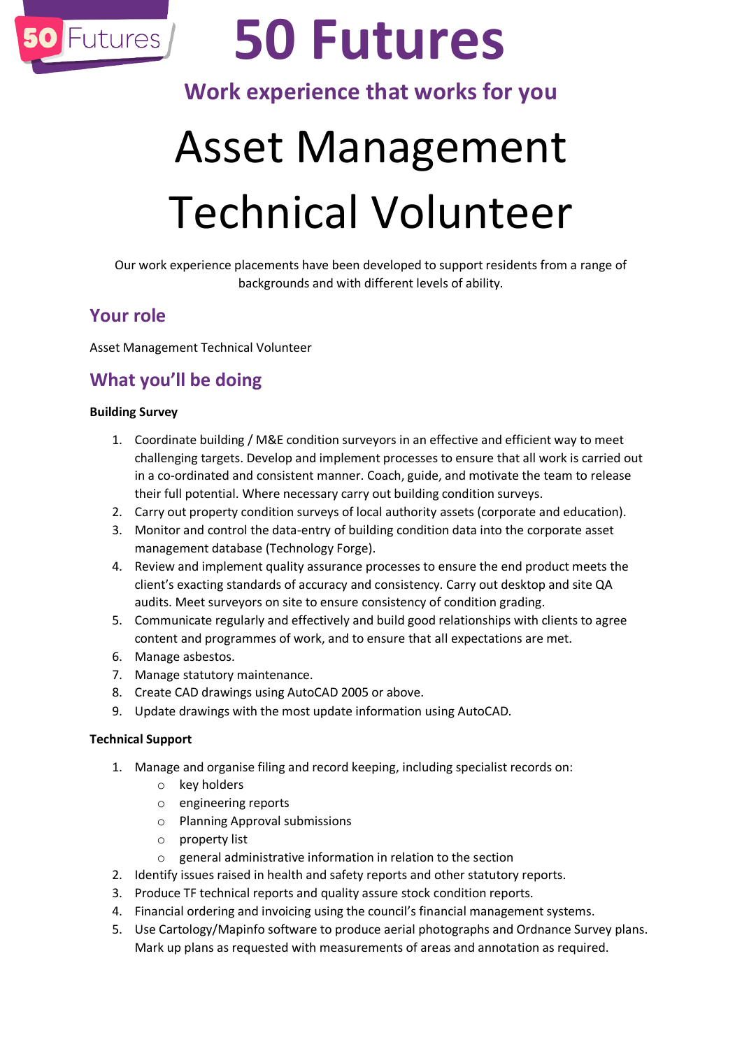# 50 Futures

**Work experience that works for you**

# Asset Management Technical Volunteer

Our work experience placements have been developed to support residents from a range of backgrounds and with different levels of ability.

## Your role

Asset Management Technical Volunteer

## What you'll be doing

**Building Survey**

1. Coordinate building / M&E condition surveyors in an effective and efficient way to meet challenging targets. Develop and implement processes to ensure that all work is carried out in a co-ordinated and consistent manner. Coach, guide, and motivate the team to release their full potential. Where necessary carry out building condition surveys.
2. Carry out property condition surveys of local authority assets (corporate and education).
3. Monitor and control the data-entry of building condition data into the corporate asset management database (Technology Forge).
4. Review and implement quality assurance processes to ensure the end product meets the client's exacting standards of accuracy and consistency. Carry out desktop and site QA audits. Meet surveyors on site to ensure consistency of condition grading.
5. Communicate regularly and effectively and build good relationships with clients to agree content and programmes of work, and to ensure that all expectations are met.
6. Manage asbestos.
7. Manage statutory maintenance.
8. Create CAD drawings using AutoCAD 2005 or above.
9. Update drawings with the most update information using AutoCAD.

**Technical Support**

1. Manage and organise filing and record keeping, including specialist records on:
   - key holders
   - engineering reports
   - Planning Approval submissions
   - property list
   - general administrative information in relation to the section
2. Identify issues raised in health and safety reports and other statutory reports.
3. Produce TF technical reports and quality assure stock condition reports.
4. Financial ordering and invoicing using the council's financial management systems.
5. Use Cartology/Mapinfo software to produce aerial photographs and Ordnance Survey plans. Mark up plans as requested with measurements of areas and annotation as required.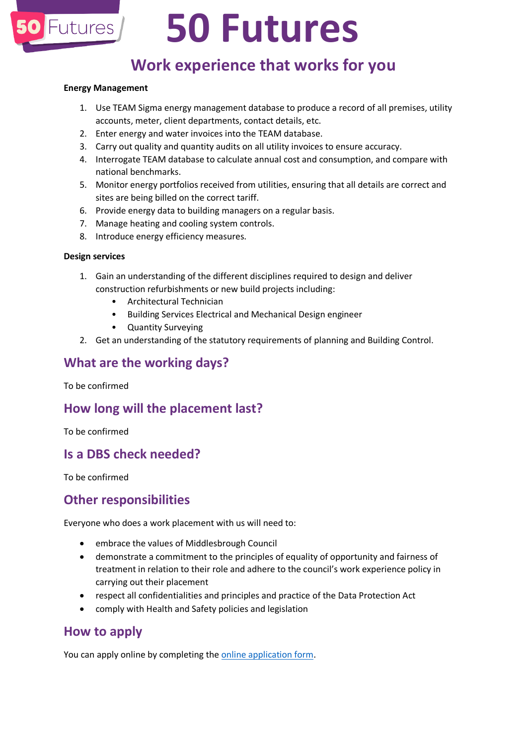# 50 Futures

## Work experience that works for you

**Energy Management**

1. Use TEAM Sigma energy management database to produce a record of all premises, utility accounts, meter, client departments, contact details, etc.
2. Enter energy and water invoices into the TEAM database.
3. Carry out quality and quantity audits on all utility invoices to ensure accuracy.
4. Interrogate TEAM database to calculate annual cost and consumption, and compare with national benchmarks.
5. Monitor energy portfolios received from utilities, ensuring that all details are correct and sites are being billed on the correct tariff.
6. Provide energy data to building managers on a regular basis.
7. Manage heating and cooling system controls.
8. Introduce energy efficiency measures.

**Design services**

1. Gain an understanding of the different disciplines required to design and deliver construction refurbishments or new build projects including:
   - Architectural Technician
   - Building Services Electrical and Mechanical Design engineer
   - Quantity Surveying
2. Get an understanding of the statutory requirements of planning and Building Control.

## What are the working days?

To be confirmed

## How long will the placement last?

To be confirmed

## Is a DBS check needed?

To be confirmed

## Other responsibilities

Everyone who does a work placement with us will need to:

- embrace the values of Middlesbrough Council
- demonstrate a commitment to the principles of equality of opportunity and fairness of treatment in relation to their role and adhere to the council's work experience policy in carrying out their placement
- respect all confidentialities and principles and practice of the Data Protection Act
- comply with Health and Safety policies and legislation

## How to apply

You can apply online by completing the online application form.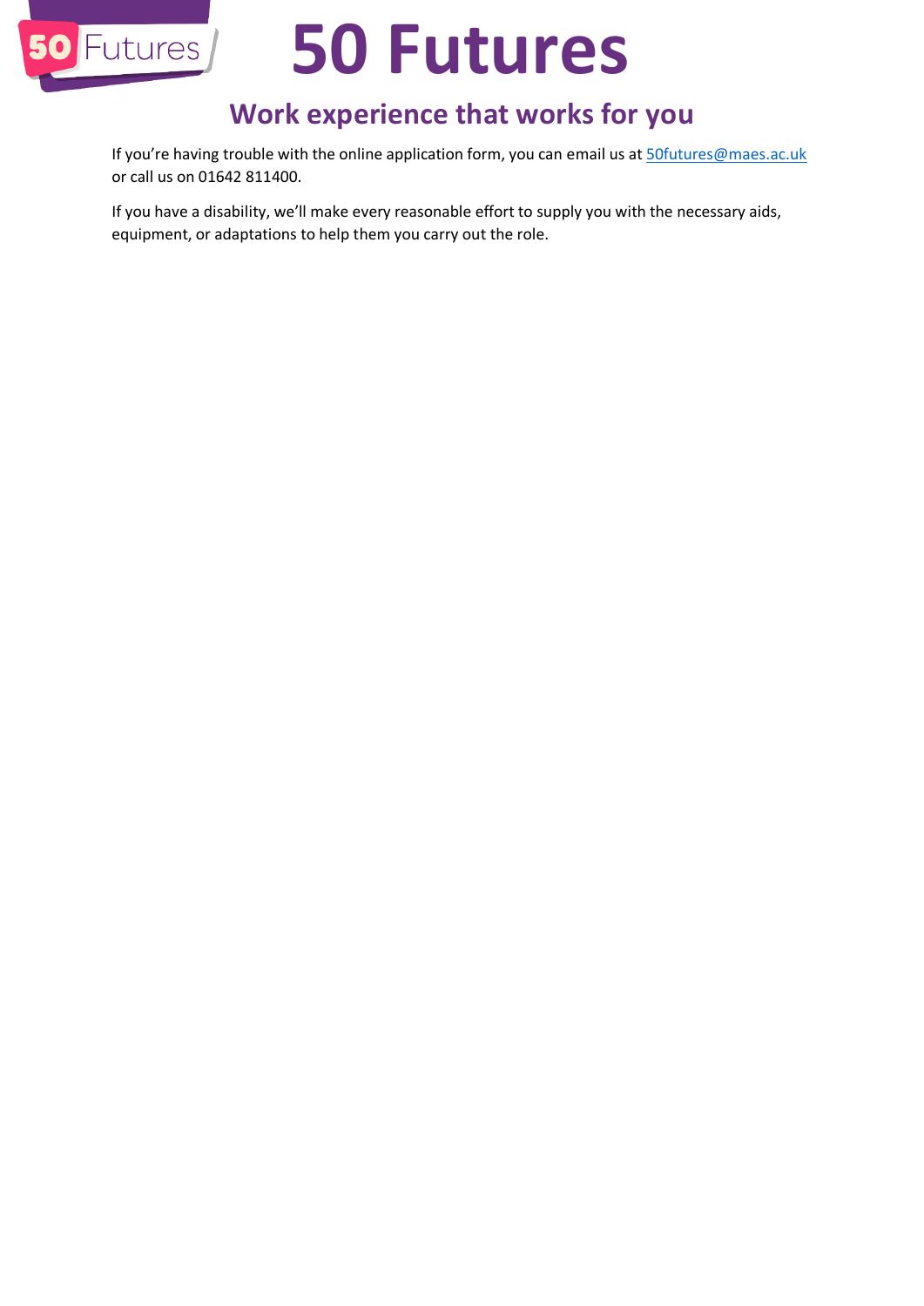# 50 Futures

## Work experience that works for you

If you're having trouble with the online application form, you can email us at 50futures@maes.ac.uk or call us on 01642 811400.

If you have a disability, we'll make every reasonable effort to supply you with the necessary aids, equipment, or adaptations to help them you carry out the role.